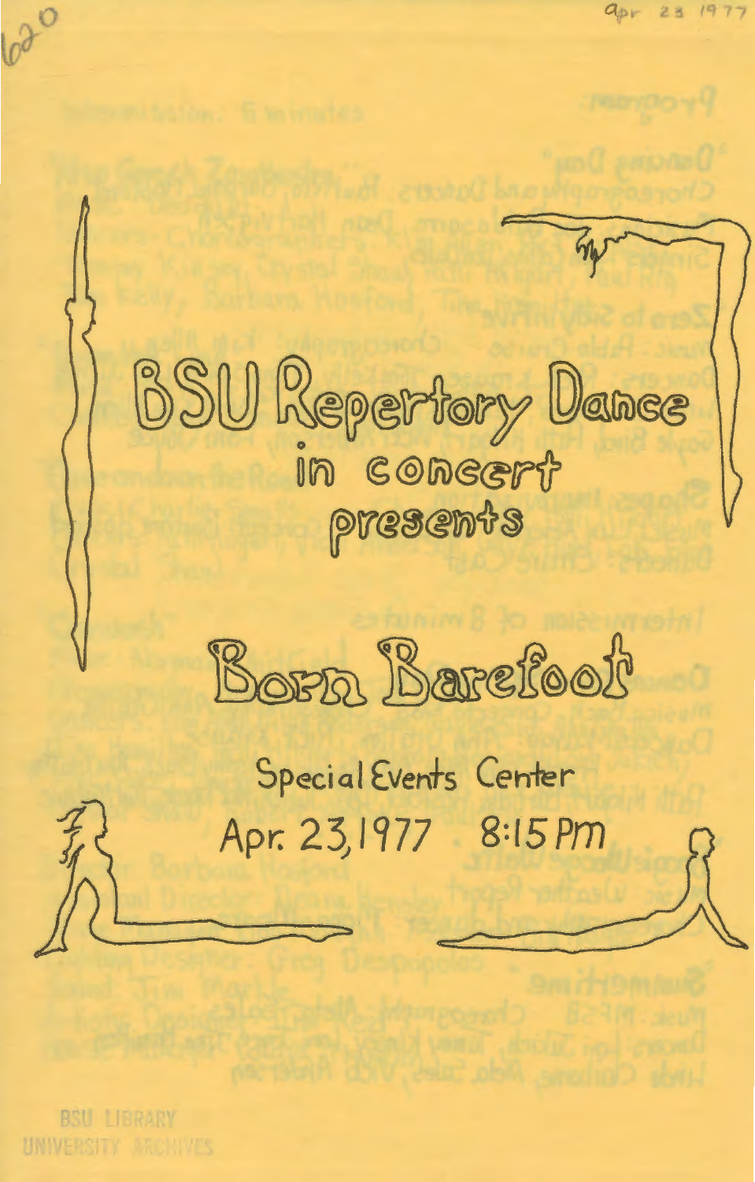# BSU Repertory Dance in concert presents

# Born Barefoot

Special Events Center

Apr. 23, 1977 8:15 PM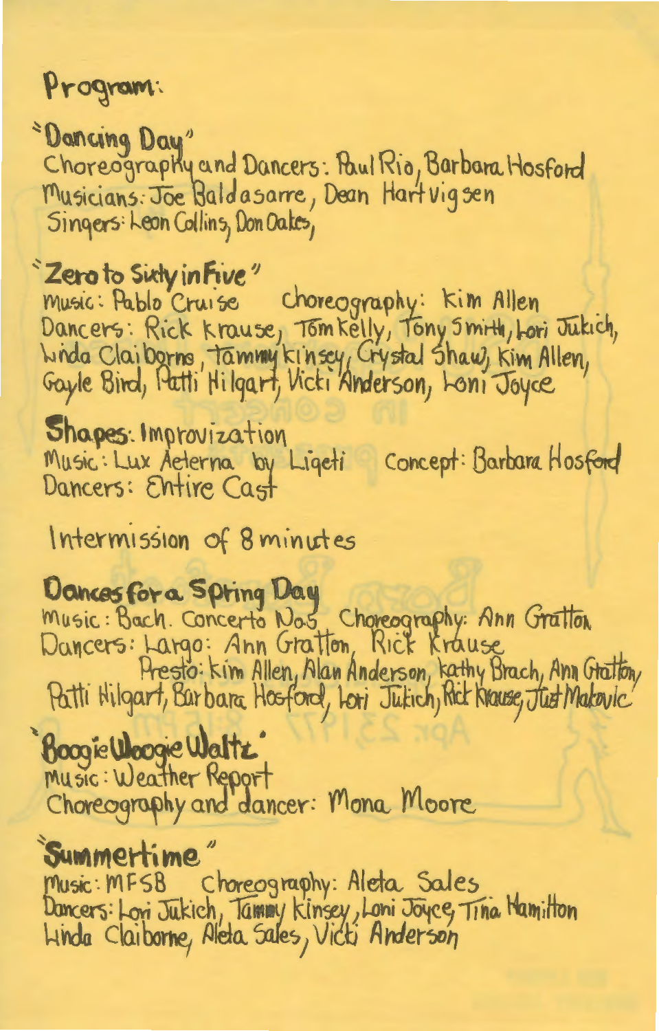# Program:

**"Dancing Day"**
Choreography and Dancers: Paul Rio, Barbara Hosford
Musicians: Joe Baldasarre, Dean Hartvigsen
Singers: Leon Collins, Don Oakes,

**"Zero to Sixty in Five"**
Music: Pablo Cruise   Choreography: Kim Allen
Dancers: Rick Krause, Tom Kelly, Tony Smith, Lori Jukich, Linda Claiborne, Tammy Kinsey, Crystal Shaw, Kim Allen, Gayle Bird, Patti Hilgart, Vicki Anderson, Loni Joyce

**Shapes: Improvization**
Music: Lux Aeterna by Ligeti   Concept: Barbara Hosford
Dancers: Entire Cast

Intermission of 8 minutes

**Dances for a Spring Day**
Music: Bach. Concerto No. 5   Choreography: Ann Gratton
Dancers: Largo: Ann Gratton, Rick Krause
Presto: Kim Allen, Alan Anderson, Kathy Brach, Ann Gratton, Patti Hilgart, Barbara Hosford, Lori Jukich, Rick Krause, Judi Makovic

**"Boogie Woogie Waltz"**
Music: Weather Report
Choreography and dancer: Mona Moore

**"Summertime"**
Music: MFSB   Choreography: Aleta Sales
Dancers: Lori Jukich, Tammy Kinsey, Loni Joyce, Tina Hamilton, Linda Claiborne, Aleta Sales, Vicki Anderson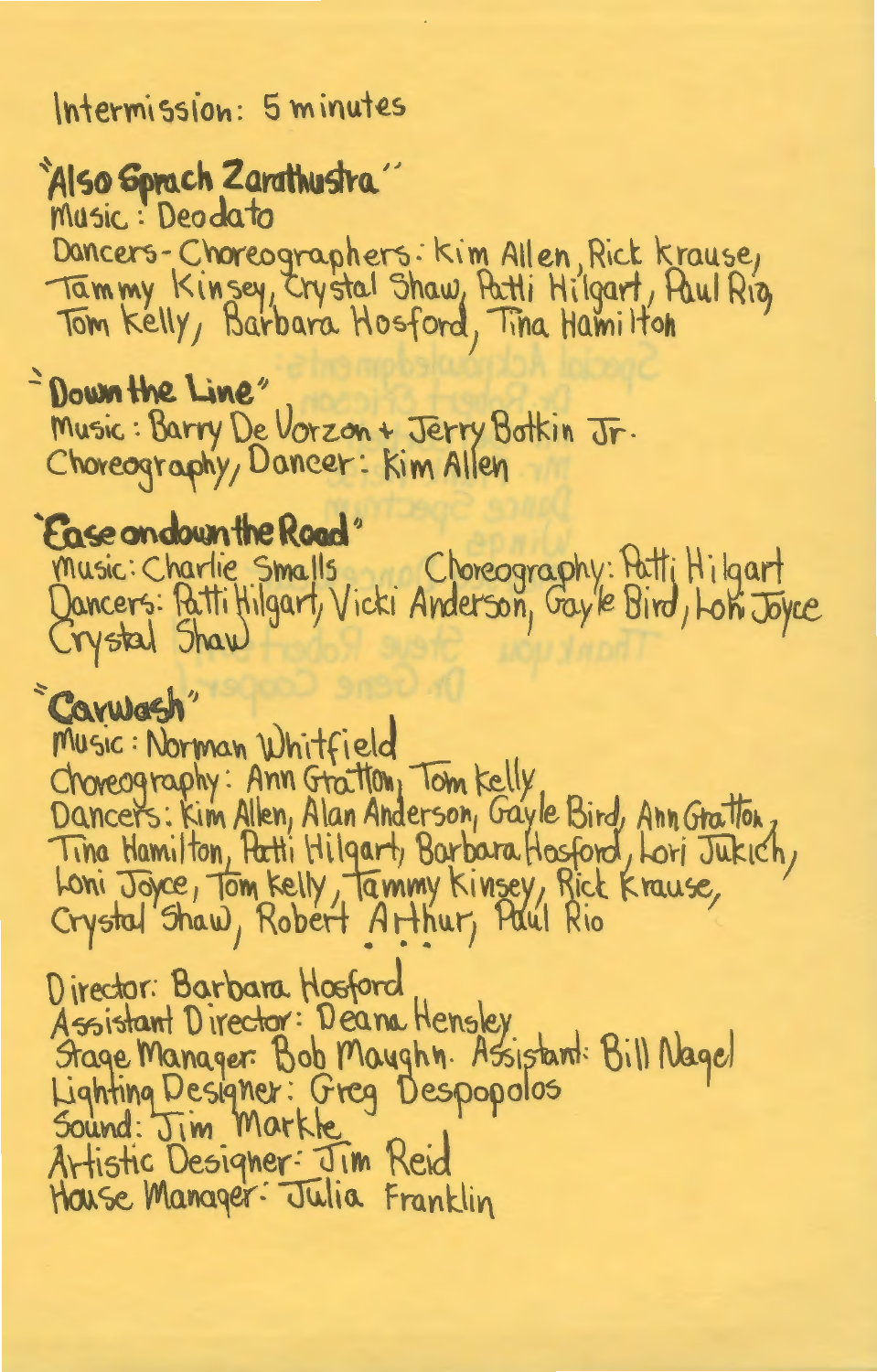Intermission: 5 minutes

**"Also Sprach Zarathustra"**
Music: Deodato
Dancers-Choreographers: Kim Allen, Rick Krause, Tammy Kinsey, Crystal Shaw, Patti Hilgart, Paul Rio, Tom Kelly, Barbara Hosford, Tina Hamilton

**"Down the Line"**
Music: Barry De Vorzon + Jerry Botkin Jr.
Choreography, Dancer: Kim Allen

**"Ease on down the Road"**
Music: Charlie Smalls   Choreography: Patti Hilgart
Dancers: Patti Hilgart, Vicki Anderson, Gayle Bird, Loni Joyce, Crystal Shaw

**"Carwash"**
Music: Norman Whitfield
Choreography: Ann Gratton, Tom Kelly
Dancers: Kim Allen, Alan Anderson, Gayle Bird, Ann Gratton, Tina Hamilton, Patti Hilgart, Barbara Hosford, Lori Jukich, Loni Joyce, Tom Kelly, Tammy Kinsey, Rick Krause, Crystal Shaw, Robert Arthur, Paul Rio

Director: Barbara Hosford
Assistant Director: Deana Hensley
Stage Manager: Bob Maughn. Assistant: Bill Nagel
Lighting Designer: Greg Despopolos
Sound: Jim Markle
Artistic Designer: Jim Reid
House Manager: Julia Franklin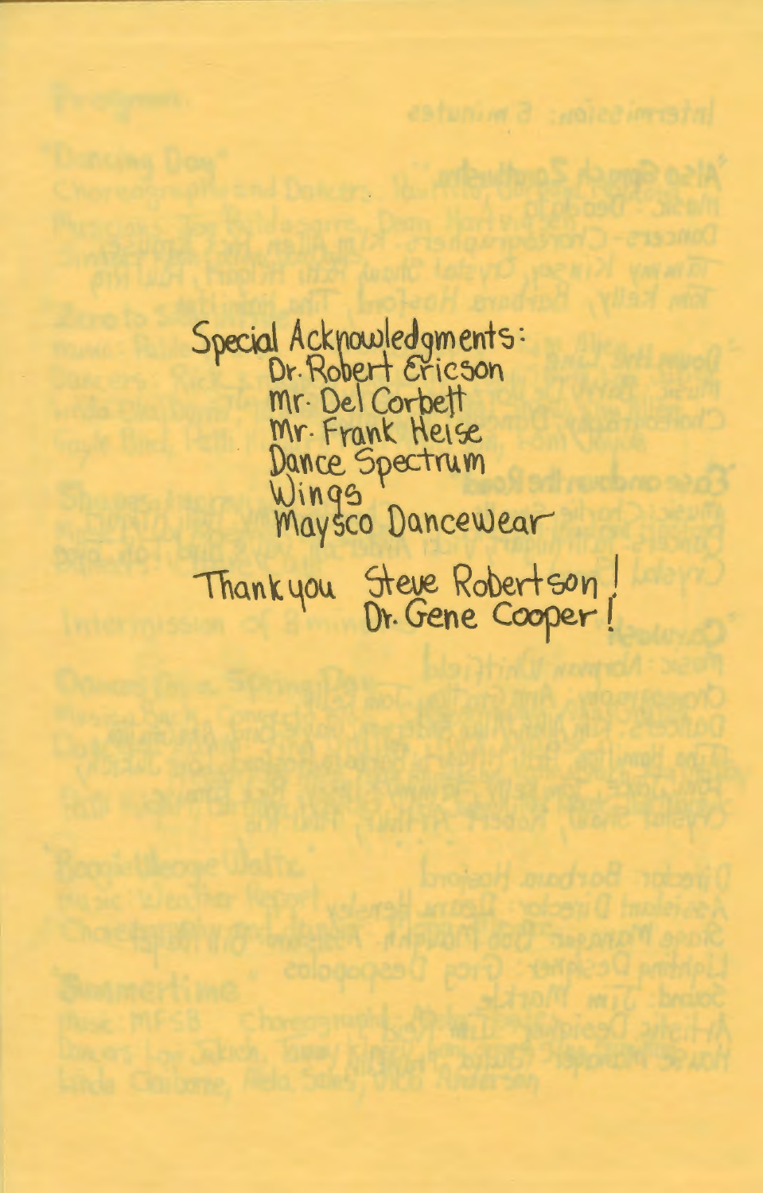Special Acknowledgments:

Dr. Robert Ericson
Mr. Del Corbett
Mr. Frank Heise
Dance Spectrum
Wings
Maysco Dancewear

Thank you Steve Robertson!
Dr. Gene Cooper!